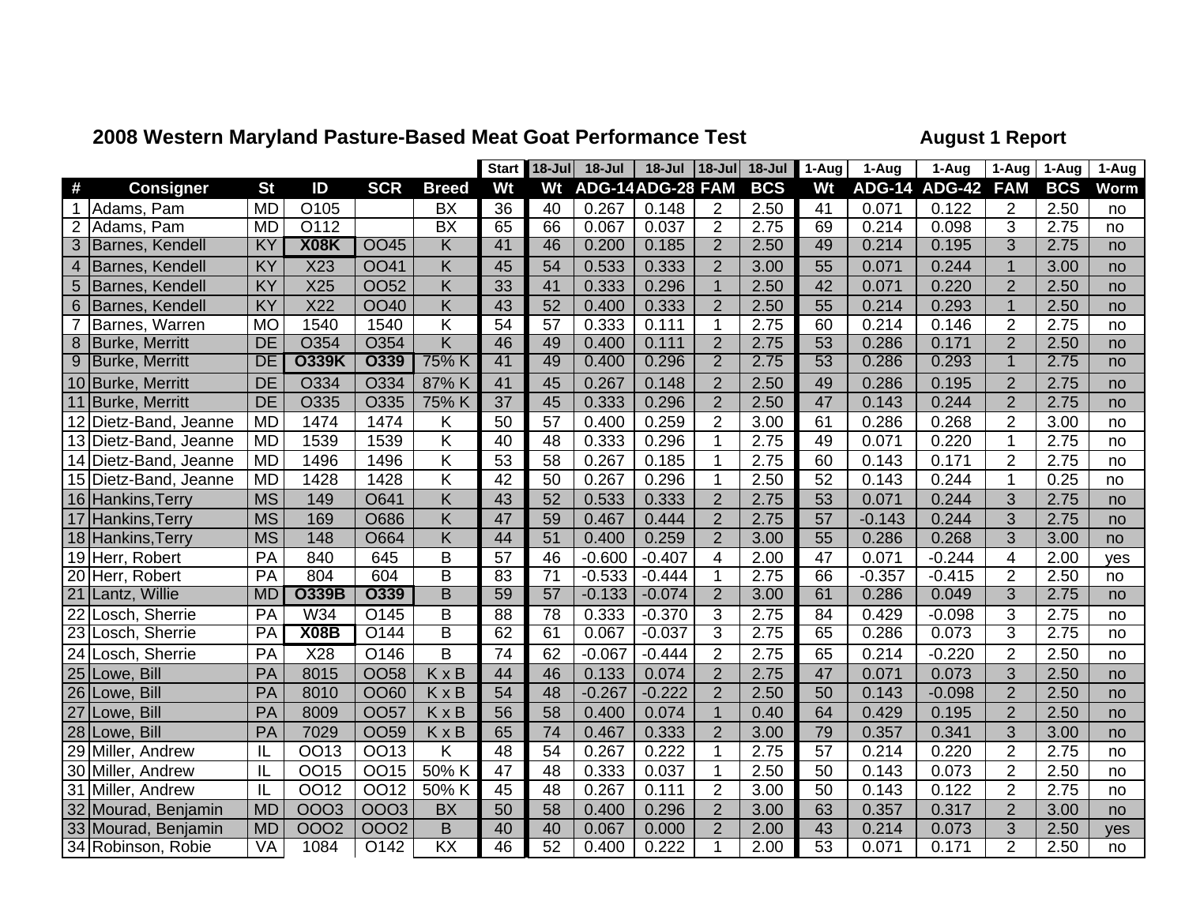## 2008 Western Maryland Pasture-Based Meat Goat Performance Test

**August 1 Report**

| | | | | | | Start | 18-Jul | 18-Jul | 18-Jul | 18-Jul | 18-Jul | 1-Aug | 1-Aug | 1-Aug | 1-Aug | 1-Aug | 1-Aug |
|---|---|---|---|---|---|---|---|---|---|---|---|---|---|---|---|---|---|
| **#** | **Consigner** | **St** | **ID** | **SCR** | **Breed** | **Wt** | **Wt** | **ADG-14** | **ADG-28** | **FAM** | **BCS** | **Wt** | **ADG-14** | **ADG-42** | **FAM** | **BCS** | **Worm** |
| 1 | Adams, Pam | MD | O105 | | BX | 36 | 40 | 0.267 | 0.148 | 2 | 2.50 | 41 | 0.071 | 0.122 | 2 | 2.50 | no |
| 2 | Adams, Pam | MD | O112 | | BX | 65 | 66 | 0.067 | 0.037 | 2 | 2.75 | 69 | 0.214 | 0.098 | 3 | 2.75 | no |
| 3 | Barnes, Kendell | KY | **X08K** | OO45 | K | 41 | 46 | 0.200 | 0.185 | 2 | 2.50 | 49 | 0.214 | 0.195 | 3 | 2.75 | no |
| 4 | Barnes, Kendell | KY | X23 | OO41 | K | 45 | 54 | 0.533 | 0.333 | 2 | 3.00 | 55 | 0.071 | 0.244 | 1 | 3.00 | no |
| 5 | Barnes, Kendell | KY | X25 | OO52 | K | 33 | 41 | 0.333 | 0.296 | 1 | 2.50 | 42 | 0.071 | 0.220 | 2 | 2.50 | no |
| 6 | Barnes, Kendell | KY | X22 | OO40 | K | 43 | 52 | 0.400 | 0.333 | 2 | 2.50 | 55 | 0.214 | 0.293 | 1 | 2.50 | no |
| 7 | Barnes, Warren | MO | 1540 | 1540 | K | 54 | 57 | 0.333 | 0.111 | 1 | 2.75 | 60 | 0.214 | 0.146 | 2 | 2.75 | no |
| 8 | Burke, Merritt | DE | O354 | O354 | K | 46 | 49 | 0.400 | 0.111 | 2 | 2.75 | 53 | 0.286 | 0.171 | 2 | 2.50 | no |
| 9 | Burke, Merritt | DE | **O339K** | **O339** | 75% K | 41 | 49 | 0.400 | 0.296 | 2 | 2.75 | 53 | 0.286 | 0.293 | 1 | 2.75 | no |
| 10 | Burke, Merritt | DE | O334 | O334 | 87% K | 41 | 45 | 0.267 | 0.148 | 2 | 2.50 | 49 | 0.286 | 0.195 | 2 | 2.75 | no |
| 11 | Burke, Merritt | DE | O335 | O335 | 75% K | 37 | 45 | 0.333 | 0.296 | 2 | 2.50 | 47 | 0.143 | 0.244 | 2 | 2.75 | no |
| 12 | Dietz-Band, Jeanne | MD | 1474 | 1474 | K | 50 | 57 | 0.400 | 0.259 | 2 | 3.00 | 61 | 0.286 | 0.268 | 2 | 3.00 | no |
| 13 | Dietz-Band, Jeanne | MD | 1539 | 1539 | K | 40 | 48 | 0.333 | 0.296 | 1 | 2.75 | 49 | 0.071 | 0.220 | 1 | 2.75 | no |
| 14 | Dietz-Band, Jeanne | MD | 1496 | 1496 | K | 53 | 58 | 0.267 | 0.185 | 1 | 2.75 | 60 | 0.143 | 0.171 | 2 | 2.75 | no |
| 15 | Dietz-Band, Jeanne | MD | 1428 | 1428 | K | 42 | 50 | 0.267 | 0.296 | 1 | 2.50 | 52 | 0.143 | 0.244 | 1 | 0.25 | no |
| 16 | Hankins,Terry | MS | 149 | O641 | K | 43 | 52 | 0.533 | 0.333 | 2 | 2.75 | 53 | 0.071 | 0.244 | 3 | 2.75 | no |
| 17 | Hankins,Terry | MS | 169 | O686 | K | 47 | 59 | 0.467 | 0.444 | 2 | 2.75 | 57 | -0.143 | 0.244 | 3 | 2.75 | no |
| 18 | Hankins,Terry | MS | 148 | O664 | K | 44 | 51 | 0.400 | 0.259 | 2 | 3.00 | 55 | 0.286 | 0.268 | 3 | 3.00 | no |
| 19 | Herr, Robert | PA | 840 | 645 | B | 57 | 46 | -0.600 | -0.407 | 4 | 2.00 | 47 | 0.071 | -0.244 | 4 | 2.00 | yes |
| 20 | Herr, Robert | PA | 804 | 604 | B | 83 | 71 | -0.533 | -0.444 | 1 | 2.75 | 66 | -0.357 | -0.415 | 2 | 2.50 | no |
| 21 | Lantz, Willie | MD | **O339B** | **O339** | B | 59 | 57 | -0.133 | -0.074 | 2 | 3.00 | 61 | 0.286 | 0.049 | 3 | 2.75 | no |
| 22 | Losch, Sherrie | PA | W34 | O145 | B | 88 | 78 | 0.333 | -0.370 | 3 | 2.75 | 84 | 0.429 | -0.098 | 3 | 2.75 | no |
| 23 | Losch, Sherrie | PA | **X08B** | O144 | B | 62 | 61 | 0.067 | -0.037 | 3 | 2.75 | 65 | 0.286 | 0.073 | 3 | 2.75 | no |
| 24 | Losch, Sherrie | PA | X28 | O146 | B | 74 | 62 | -0.067 | -0.444 | 2 | 2.75 | 65 | 0.214 | -0.220 | 2 | 2.50 | no |
| 25 | Lowe, Bill | PA | 8015 | OO58 | K x B | 44 | 46 | 0.133 | 0.074 | 2 | 2.75 | 47 | 0.071 | 0.073 | 3 | 2.50 | no |
| 26 | Lowe, Bill | PA | 8010 | OO60 | K x B | 54 | 48 | -0.267 | -0.222 | 2 | 2.50 | 50 | 0.143 | -0.098 | 2 | 2.50 | no |
| 27 | Lowe, Bill | PA | 8009 | OO57 | K x B | 56 | 58 | 0.400 | 0.074 | 1 | 0.40 | 64 | 0.429 | 0.195 | 2 | 2.50 | no |
| 28 | Lowe, Bill | PA | 7029 | OO59 | K x B | 65 | 74 | 0.467 | 0.333 | 2 | 3.00 | 79 | 0.357 | 0.341 | 3 | 3.00 | no |
| 29 | Miller, Andrew | IL | OO13 | OO13 | K | 48 | 54 | 0.267 | 0.222 | 1 | 2.75 | 57 | 0.214 | 0.220 | 2 | 2.75 | no |
| 30 | Miller, Andrew | IL | OO15 | OO15 | 50% K | 47 | 48 | 0.333 | 0.037 | 1 | 2.50 | 50 | 0.143 | 0.073 | 2 | 2.50 | no |
| 31 | Miller, Andrew | IL | OO12 | OO12 | 50% K | 45 | 48 | 0.267 | 0.111 | 2 | 3.00 | 50 | 0.143 | 0.122 | 2 | 2.75 | no |
| 32 | Mourad, Benjamin | MD | OOO3 | OOO3 | BX | 50 | 58 | 0.400 | 0.296 | 2 | 3.00 | 63 | 0.357 | 0.317 | 2 | 3.00 | no |
| 33 | Mourad, Benjamin | MD | OOO2 | OOO2 | B | 40 | 40 | 0.067 | 0.000 | 2 | 2.00 | 43 | 0.214 | 0.073 | 3 | 2.50 | yes |
| 34 | Robinson, Robie | VA | 1084 | O142 | KX | 46 | 52 | 0.400 | 0.222 | 1 | 2.00 | 53 | 0.071 | 0.171 | 2 | 2.50 | no |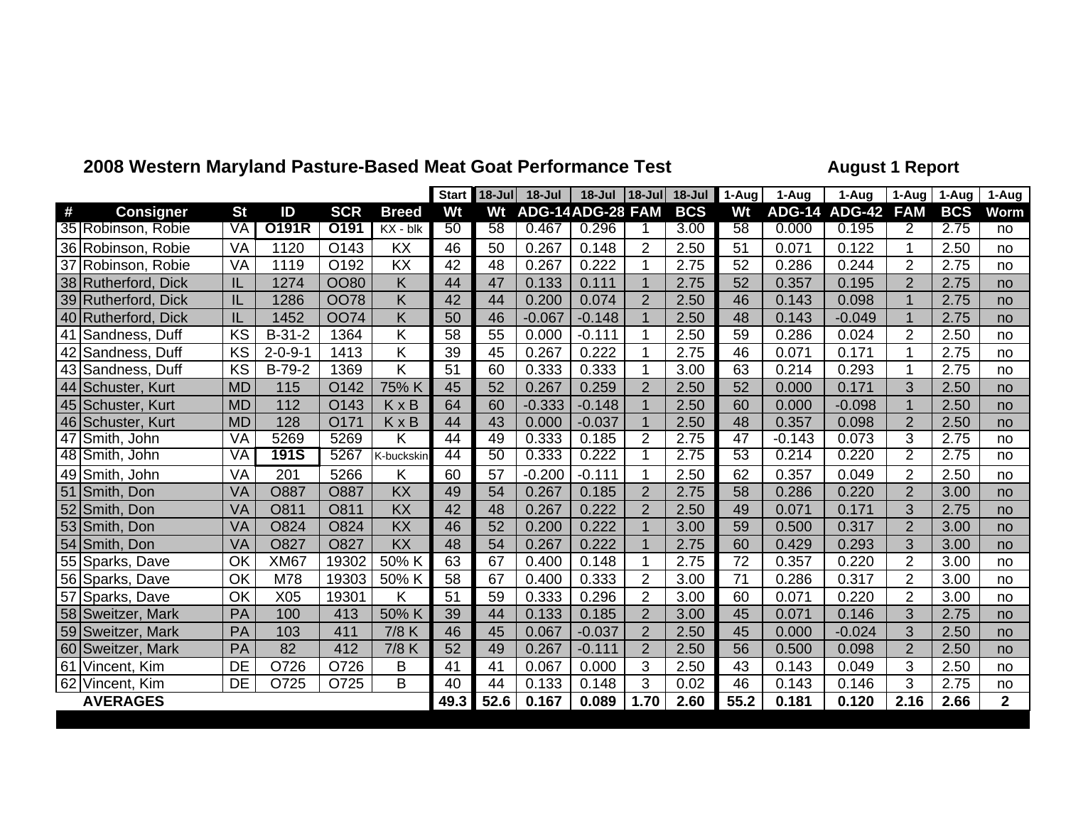## 2008 Western Maryland Pasture-Based Meat Goat Performance Test

**August 1 Report**

| | | | | | | Start | 18-Jul | 18-Jul | 18-Jul | 18-Jul | 18-Jul | 1-Aug | 1-Aug | 1-Aug | 1-Aug | 1-Aug | 1-Aug |
|---|---|---|---|---|---|---|---|---|---|---|---|---|---|---|---|---|---|
| **#** | **Consigner** | **St** | **ID** | **SCR** | **Breed** | **Wt** | **Wt** | **ADG-14** | **ADG-28** | **FAM** | **BCS** | **Wt** | **ADG-14** | **ADG-42** | **FAM** | **BCS** | **Worm** |
| 35 | Robinson, Robie | VA | **O191R** | **O191** | KX - blk | 50 | 58 | 0.467 | 0.296 | 1 | 3.00 | 58 | 0.000 | 0.195 | 2 | 2.75 | no |
| 36 | Robinson, Robie | VA | 1120 | O143 | KX | 46 | 50 | 0.267 | 0.148 | 2 | 2.50 | 51 | 0.071 | 0.122 | 1 | 2.50 | no |
| 37 | Robinson, Robie | VA | 1119 | O192 | KX | 42 | 48 | 0.267 | 0.222 | 1 | 2.75 | 52 | 0.286 | 0.244 | 2 | 2.75 | no |
| 38 | Rutherford, Dick | IL | 1274 | OO80 | K | 44 | 47 | 0.133 | 0.111 | 1 | 2.75 | 52 | 0.357 | 0.195 | 2 | 2.75 | no |
| 39 | Rutherford, Dick | IL | 1286 | OO78 | K | 42 | 44 | 0.200 | 0.074 | 2 | 2.50 | 46 | 0.143 | 0.098 | 1 | 2.75 | no |
| 40 | Rutherford, Dick | IL | 1452 | OO74 | K | 50 | 46 | -0.067 | -0.148 | 1 | 2.50 | 48 | 0.143 | -0.049 | 1 | 2.75 | no |
| 41 | Sandness, Duff | KS | B-31-2 | 1364 | K | 58 | 55 | 0.000 | -0.111 | 1 | 2.50 | 59 | 0.286 | 0.024 | 2 | 2.50 | no |
| 42 | Sandness, Duff | KS | 2-0-9-1 | 1413 | K | 39 | 45 | 0.267 | 0.222 | 1 | 2.75 | 46 | 0.071 | 0.171 | 1 | 2.75 | no |
| 43 | Sandness, Duff | KS | B-79-2 | 1369 | K | 51 | 60 | 0.333 | 0.333 | 1 | 3.00 | 63 | 0.214 | 0.293 | 1 | 2.75 | no |
| 44 | Schuster, Kurt | MD | 115 | O142 | 75% K | 45 | 52 | 0.267 | 0.259 | 2 | 2.50 | 52 | 0.000 | 0.171 | 3 | 2.50 | no |
| 45 | Schuster, Kurt | MD | 112 | O143 | K x B | 64 | 60 | -0.333 | -0.148 | 1 | 2.50 | 60 | 0.000 | -0.098 | 1 | 2.50 | no |
| 46 | Schuster, Kurt | MD | 128 | O171 | K x B | 44 | 43 | 0.000 | -0.037 | 1 | 2.50 | 48 | 0.357 | 0.098 | 2 | 2.50 | no |
| 47 | Smith, John | VA | 5269 | 5269 | K | 44 | 49 | 0.333 | 0.185 | 2 | 2.75 | 47 | -0.143 | 0.073 | 3 | 2.75 | no |
| 48 | Smith, John | VA | **191S** | 5267 | K-buckskin | 44 | 50 | 0.333 | 0.222 | 1 | 2.75 | 53 | 0.214 | 0.220 | 2 | 2.75 | no |
| 49 | Smith, John | VA | 201 | 5266 | K | 60 | 57 | -0.200 | -0.111 | 1 | 2.50 | 62 | 0.357 | 0.049 | 2 | 2.50 | no |
| 51 | Smith, Don | VA | O887 | O887 | KX | 49 | 54 | 0.267 | 0.185 | 2 | 2.75 | 58 | 0.286 | 0.220 | 2 | 3.00 | no |
| 52 | Smith, Don | VA | O811 | O811 | KX | 42 | 48 | 0.267 | 0.222 | 2 | 2.50 | 49 | 0.071 | 0.171 | 3 | 2.75 | no |
| 53 | Smith, Don | VA | O824 | O824 | KX | 46 | 52 | 0.200 | 0.222 | 1 | 3.00 | 59 | 0.500 | 0.317 | 2 | 3.00 | no |
| 54 | Smith, Don | VA | O827 | O827 | KX | 48 | 54 | 0.267 | 0.222 | 1 | 2.75 | 60 | 0.429 | 0.293 | 3 | 3.00 | no |
| 55 | Sparks, Dave | OK | XM67 | 19302 | 50% K | 63 | 67 | 0.400 | 0.148 | 1 | 2.75 | 72 | 0.357 | 0.220 | 2 | 3.00 | no |
| 56 | Sparks, Dave | OK | M78 | 19303 | 50% K | 58 | 67 | 0.400 | 0.333 | 2 | 3.00 | 71 | 0.286 | 0.317 | 2 | 3.00 | no |
| 57 | Sparks, Dave | OK | X05 | 19301 | K | 51 | 59 | 0.333 | 0.296 | 2 | 3.00 | 60 | 0.071 | 0.220 | 2 | 3.00 | no |
| 58 | Sweitzer, Mark | PA | 100 | 413 | 50% K | 39 | 44 | 0.133 | 0.185 | 2 | 3.00 | 45 | 0.071 | 0.146 | 3 | 2.75 | no |
| 59 | Sweitzer, Mark | PA | 103 | 411 | 7/8 K | 46 | 45 | 0.067 | -0.037 | 2 | 2.50 | 45 | 0.000 | -0.024 | 3 | 2.50 | no |
| 60 | Sweitzer, Mark | PA | 82 | 412 | 7/8 K | 52 | 49 | 0.267 | -0.111 | 2 | 2.50 | 56 | 0.500 | 0.098 | 2 | 2.50 | no |
| 61 | Vincent, Kim | DE | O726 | O726 | B | 41 | 41 | 0.067 | 0.000 | 3 | 2.50 | 43 | 0.143 | 0.049 | 3 | 2.50 | no |
| 62 | Vincent, Kim | DE | O725 | O725 | B | 40 | 44 | 0.133 | 0.148 | 3 | 0.02 | 46 | 0.143 | 0.146 | 3 | 2.75 | no |
| | **AVERAGES** | | | | | **49.3** | **52.6** | **0.167** | **0.089** | **1.70** | **2.60** | **55.2** | **0.181** | **0.120** | **2.16** | **2.66** | **2** |